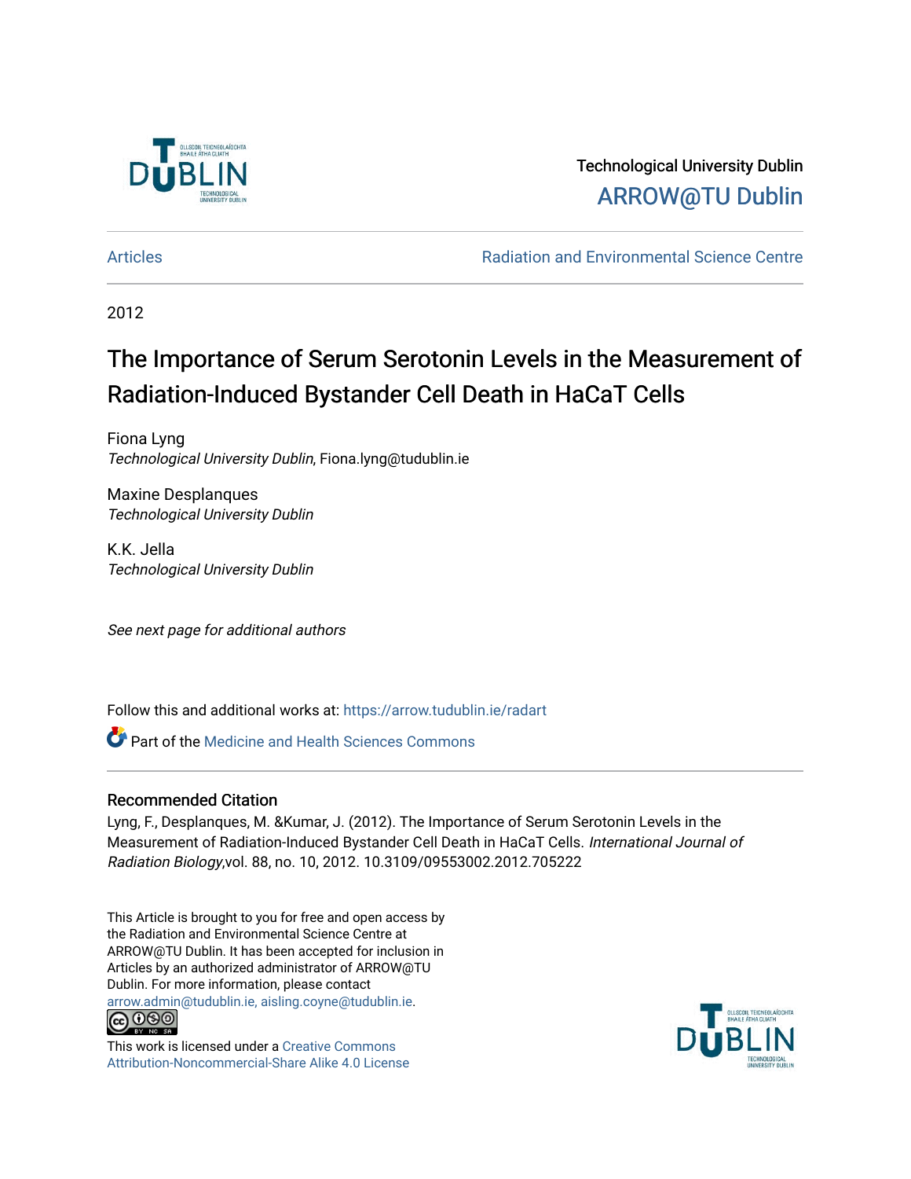Technological University Dublin

ARROW@TU Dublin

Articles | Radiation and Environmental Science Centre

2012

# The Importance of Serum Serotonin Levels in the Measurement of Radiation-Induced Bystander Cell Death in HaCaT Cells

Fiona Lyng
*Technological University Dublin*, Fiona.lyng@tudublin.ie

Maxine Desplanques
*Technological University Dublin*

K.K. Jella
*Technological University Dublin*

*See next page for additional authors*

Follow this and additional works at: https://arrow.tudublin.ie/radart

Part of the Medicine and Health Sciences Commons

## Recommended Citation

Lyng, F., Desplanques, M. &Kumar, J. (2012). The Importance of Serum Serotonin Levels in the Measurement of Radiation-Induced Bystander Cell Death in HaCaT Cells. *International Journal of Radiation Biology*,vol. 88, no. 10, 2012. 10.3109/09553002.2012.705222

This Article is brought to you for free and open access by the Radiation and Environmental Science Centre at ARROW@TU Dublin. It has been accepted for inclusion in Articles by an authorized administrator of ARROW@TU Dublin. For more information, please contact arrow.admin@tudublin.ie, aisling.coyne@tudublin.ie.

This work is licensed under a Creative Commons Attribution-Noncommercial-Share Alike 4.0 License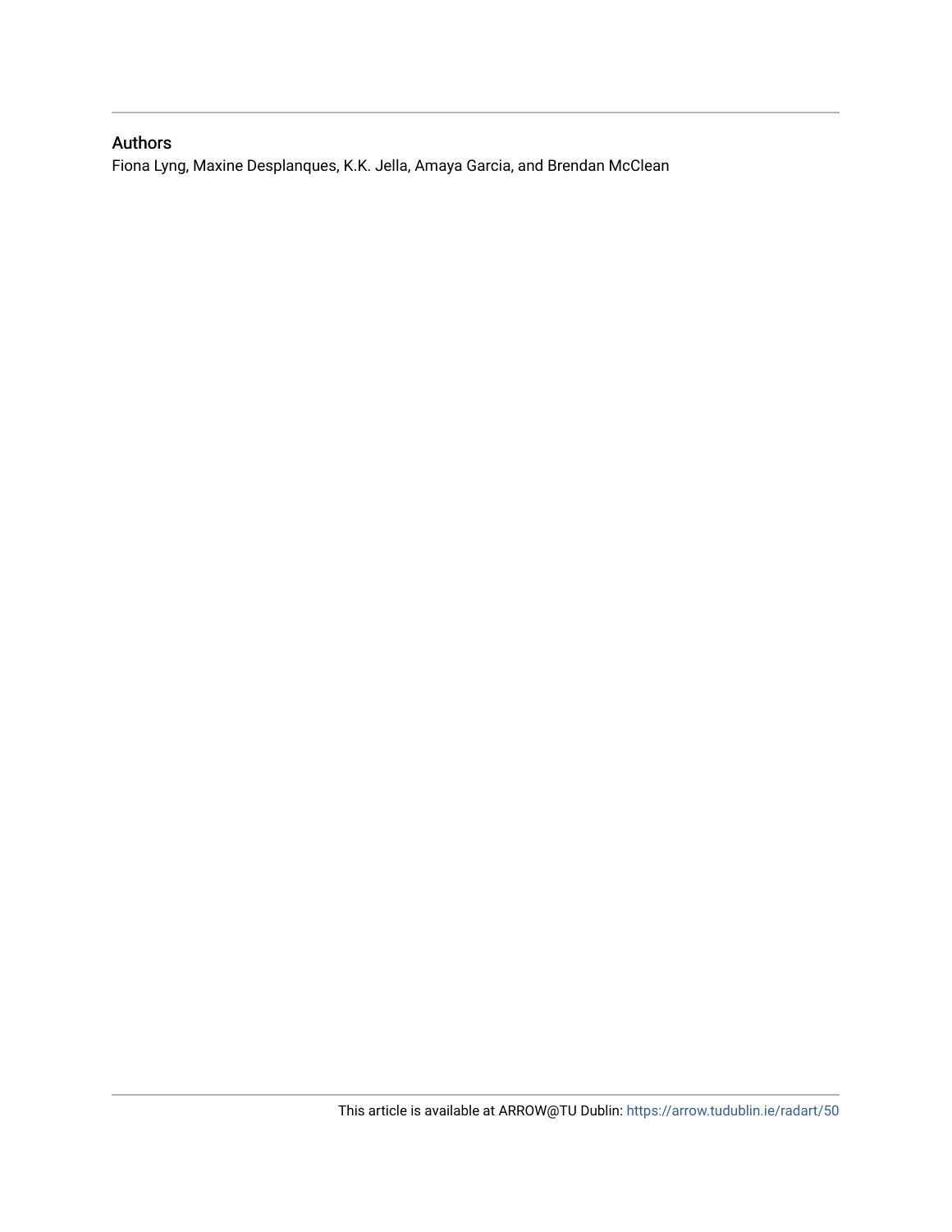## Authors

Fiona Lyng, Maxine Desplanques, K.K. Jella, Amaya Garcia, and Brendan McClean

This article is available at ARROW@TU Dublin: https://arrow.tudublin.ie/radart/50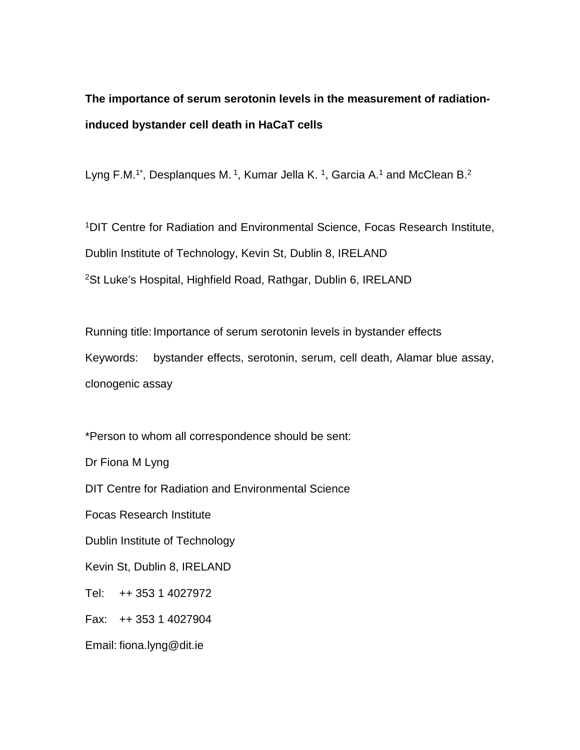**The importance of serum serotonin levels in the measurement of radiation-induced bystander cell death in HaCaT cells**

Lyng F.M.[1*], Desplanques M.[1], Kumar Jella K.[1], Garcia A.[1] and McClean B.[2]

[1]DIT Centre for Radiation and Environmental Science, Focas Research Institute, Dublin Institute of Technology, Kevin St, Dublin 8, IRELAND

[2]St Luke's Hospital, Highfield Road, Rathgar, Dublin 6, IRELAND

Running title: Importance of serum serotonin levels in bystander effects

Keywords: bystander effects, serotonin, serum, cell death, Alamar blue assay, clonogenic assay

*Person to whom all correspondence should be sent:

Dr Fiona M Lyng

DIT Centre for Radiation and Environmental Science

Focas Research Institute

Dublin Institute of Technology

Kevin St, Dublin 8, IRELAND

Tel: ++ 353 1 4027972

Fax: ++ 353 1 4027904

Email: fiona.lyng@dit.ie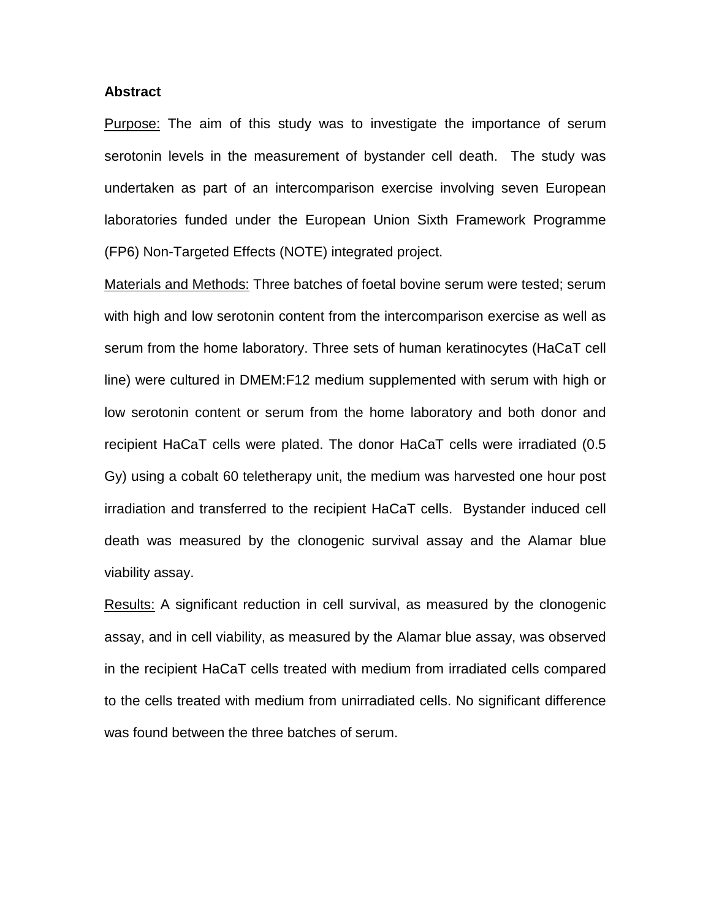**Abstract**

Purpose: The aim of this study was to investigate the importance of serum serotonin levels in the measurement of bystander cell death. The study was undertaken as part of an intercomparison exercise involving seven European laboratories funded under the European Union Sixth Framework Programme (FP6) Non-Targeted Effects (NOTE) integrated project.

Materials and Methods: Three batches of foetal bovine serum were tested; serum with high and low serotonin content from the intercomparison exercise as well as serum from the home laboratory. Three sets of human keratinocytes (HaCaT cell line) were cultured in DMEM:F12 medium supplemented with serum with high or low serotonin content or serum from the home laboratory and both donor and recipient HaCaT cells were plated. The donor HaCaT cells were irradiated (0.5 Gy) using a cobalt 60 teletherapy unit, the medium was harvested one hour post irradiation and transferred to the recipient HaCaT cells. Bystander induced cell death was measured by the clonogenic survival assay and the Alamar blue viability assay.

Results: A significant reduction in cell survival, as measured by the clonogenic assay, and in cell viability, as measured by the Alamar blue assay, was observed in the recipient HaCaT cells treated with medium from irradiated cells compared to the cells treated with medium from unirradiated cells. No significant difference was found between the three batches of serum.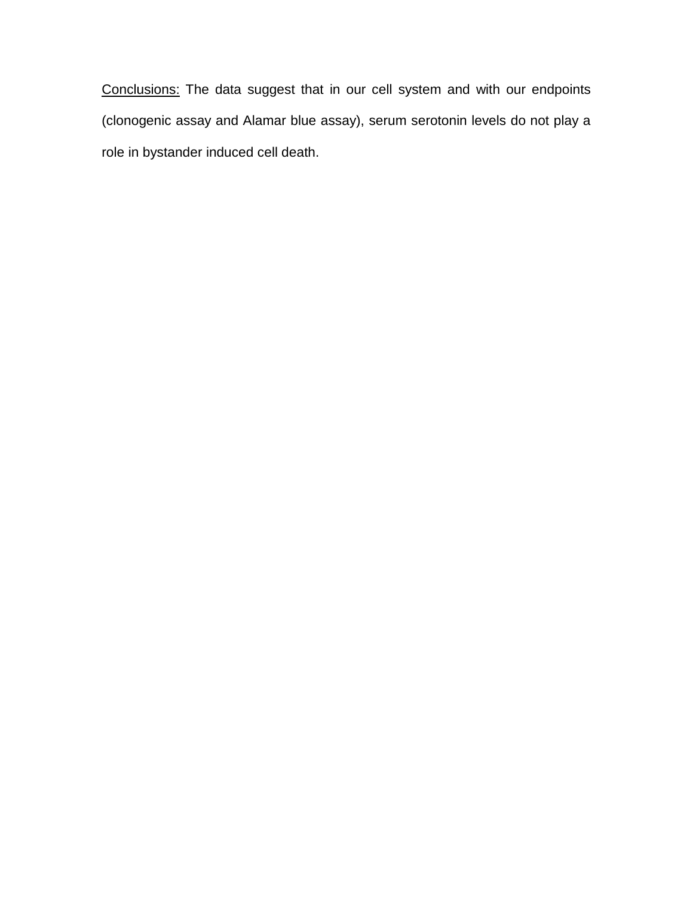<u>Conclusions:</u> The data suggest that in our cell system and with our endpoints (clonogenic assay and Alamar blue assay), serum serotonin levels do not play a role in bystander induced cell death.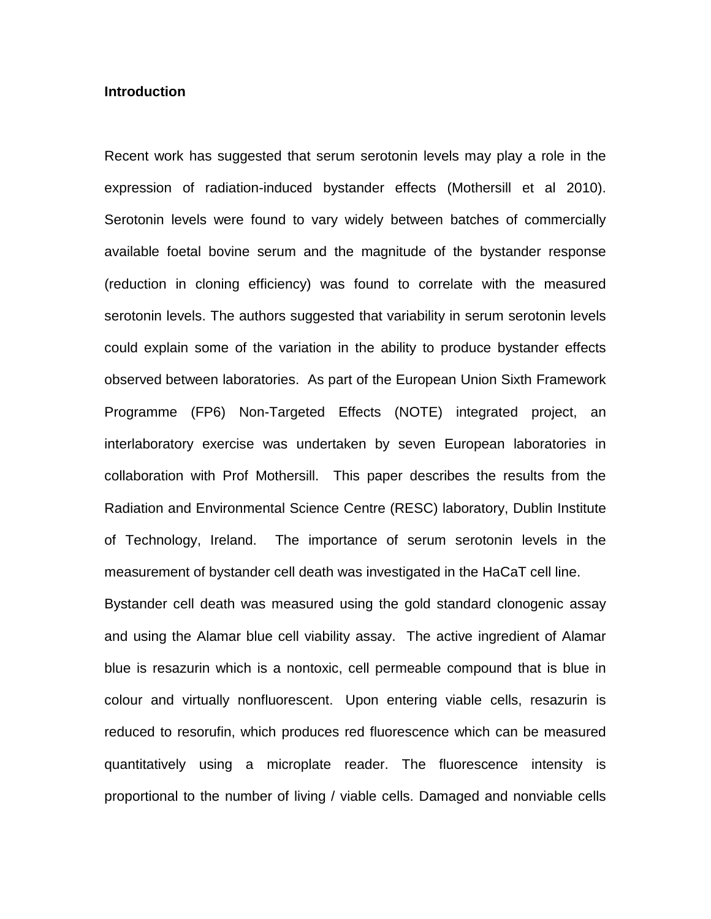**Introduction**

Recent work has suggested that serum serotonin levels may play a role in the expression of radiation-induced bystander effects (Mothersill et al 2010). Serotonin levels were found to vary widely between batches of commercially available foetal bovine serum and the magnitude of the bystander response (reduction in cloning efficiency) was found to correlate with the measured serotonin levels. The authors suggested that variability in serum serotonin levels could explain some of the variation in the ability to produce bystander effects observed between laboratories. As part of the European Union Sixth Framework Programme (FP6) Non-Targeted Effects (NOTE) integrated project, an interlaboratory exercise was undertaken by seven European laboratories in collaboration with Prof Mothersill. This paper describes the results from the Radiation and Environmental Science Centre (RESC) laboratory, Dublin Institute of Technology, Ireland. The importance of serum serotonin levels in the measurement of bystander cell death was investigated in the HaCaT cell line.

Bystander cell death was measured using the gold standard clonogenic assay and using the Alamar blue cell viability assay. The active ingredient of Alamar blue is resazurin which is a nontoxic, cell permeable compound that is blue in colour and virtually nonfluorescent. Upon entering viable cells, resazurin is reduced to resorufin, which produces red fluorescence which can be measured quantitatively using a microplate reader. The fluorescence intensity is proportional to the number of living / viable cells. Damaged and nonviable cells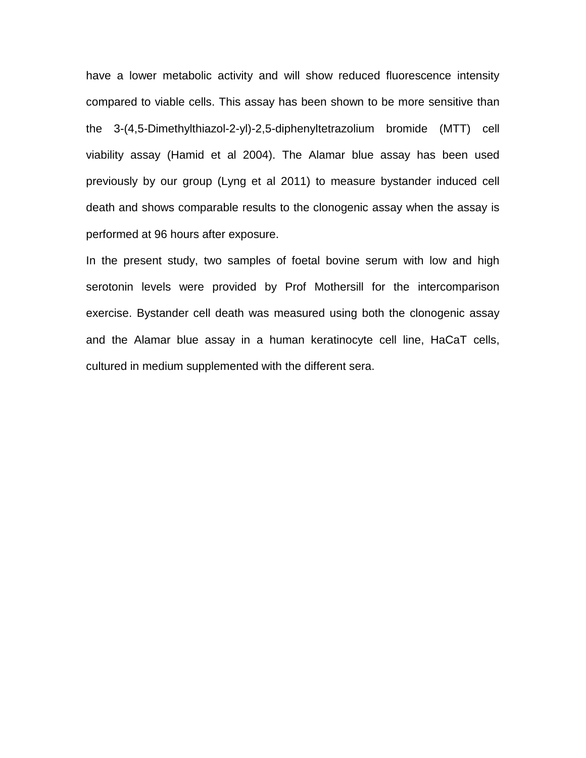have a lower metabolic activity and will show reduced fluorescence intensity compared to viable cells. This assay has been shown to be more sensitive than the 3-(4,5-Dimethylthiazol-2-yl)-2,5-diphenyltetrazolium bromide (MTT) cell viability assay (Hamid et al 2004). The Alamar blue assay has been used previously by our group (Lyng et al 2011) to measure bystander induced cell death and shows comparable results to the clonogenic assay when the assay is performed at 96 hours after exposure.

In the present study, two samples of foetal bovine serum with low and high serotonin levels were provided by Prof Mothersill for the intercomparison exercise. Bystander cell death was measured using both the clonogenic assay and the Alamar blue assay in a human keratinocyte cell line, HaCaT cells, cultured in medium supplemented with the different sera.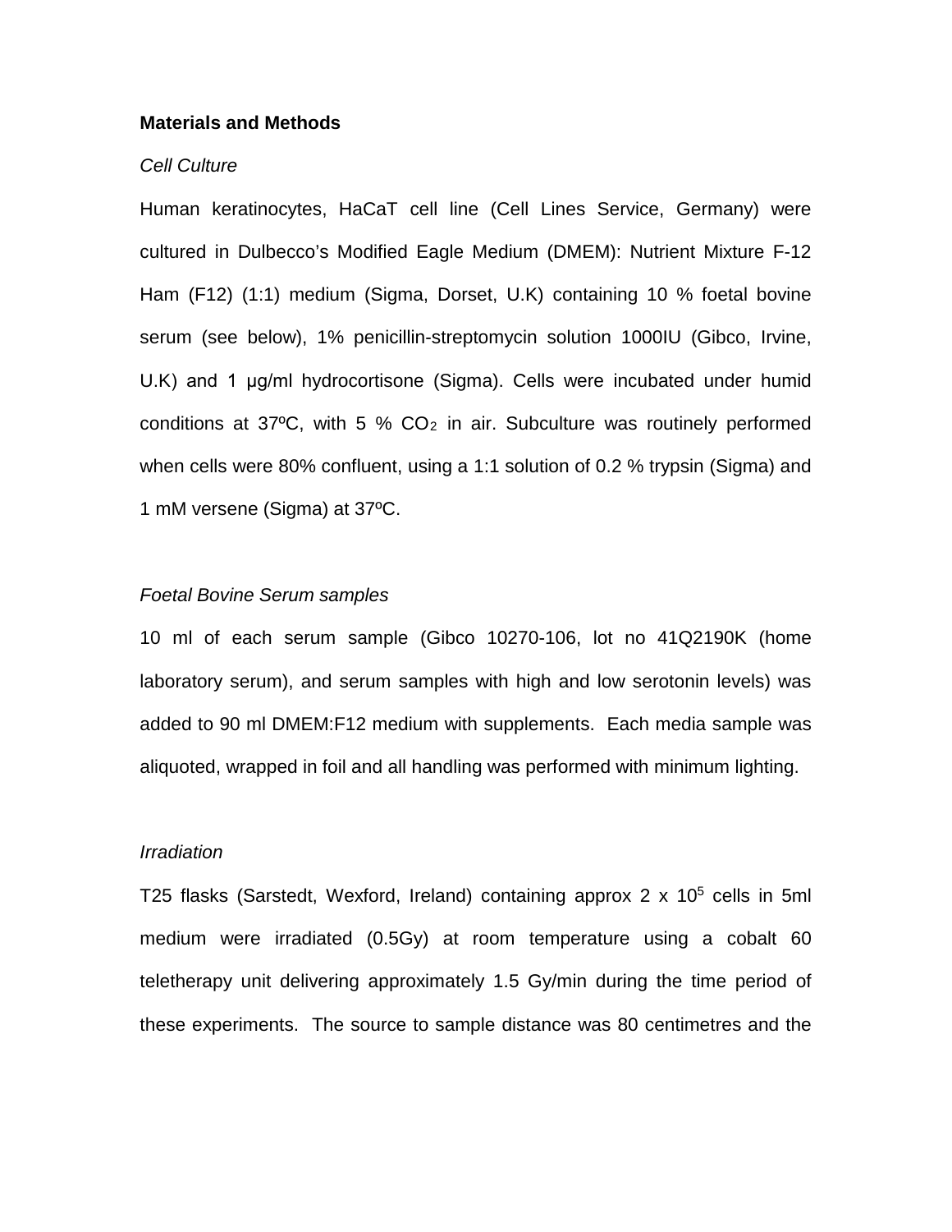**Materials and Methods**

*Cell Culture*

Human keratinocytes, HaCaT cell line (Cell Lines Service, Germany) were cultured in Dulbecco's Modified Eagle Medium (DMEM): Nutrient Mixture F-12 Ham (F12) (1:1) medium (Sigma, Dorset, U.K) containing 10 % foetal bovine serum (see below), 1% penicillin-streptomycin solution 1000IU (Gibco, Irvine, U.K) and 1 µg/ml hydrocortisone (Sigma). Cells were incubated under humid conditions at 37ºC, with 5 % $CO_2$ in air. Subculture was routinely performed when cells were 80% confluent, using a 1:1 solution of 0.2 % trypsin (Sigma) and 1 mM versene (Sigma) at 37ºC.

*Foetal Bovine Serum samples*

10 ml of each serum sample (Gibco 10270-106, lot no 41Q2190K (home laboratory serum), and serum samples with high and low serotonin levels) was added to 90 ml DMEM:F12 medium with supplements. Each media sample was aliquoted, wrapped in foil and all handling was performed with minimum lighting.

*Irradiation*

T25 flasks (Sarstedt, Wexford, Ireland) containing approx 2 x $10^5$ cells in 5ml medium were irradiated (0.5Gy) at room temperature using a cobalt 60 teletherapy unit delivering approximately 1.5 Gy/min during the time period of these experiments. The source to sample distance was 80 centimetres and the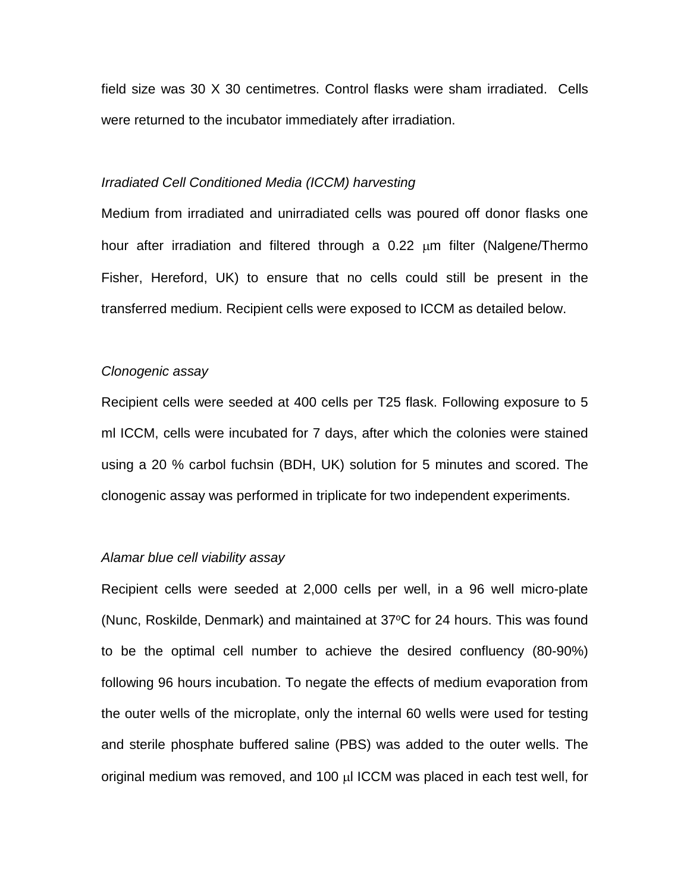field size was 30 X 30 centimetres. Control flasks were sham irradiated. Cells were returned to the incubator immediately after irradiation.

*Irradiated Cell Conditioned Media (ICCM) harvesting*

Medium from irradiated and unirradiated cells was poured off donor flasks one hour after irradiation and filtered through a 0.22 μm filter (Nalgene/Thermo Fisher, Hereford, UK) to ensure that no cells could still be present in the transferred medium. Recipient cells were exposed to ICCM as detailed below.

*Clonogenic assay*

Recipient cells were seeded at 400 cells per T25 flask. Following exposure to 5 ml ICCM, cells were incubated for 7 days, after which the colonies were stained using a 20 % carbol fuchsin (BDH, UK) solution for 5 minutes and scored. The clonogenic assay was performed in triplicate for two independent experiments.

*Alamar blue cell viability assay*

Recipient cells were seeded at 2,000 cells per well, in a 96 well micro-plate (Nunc, Roskilde, Denmark) and maintained at 37$^{o}$C for 24 hours. This was found to be the optimal cell number to achieve the desired confluency (80-90%) following 96 hours incubation. To negate the effects of medium evaporation from the outer wells of the microplate, only the internal 60 wells were used for testing and sterile phosphate buffered saline (PBS) was added to the outer wells. The original medium was removed, and 100 μl ICCM was placed in each test well, for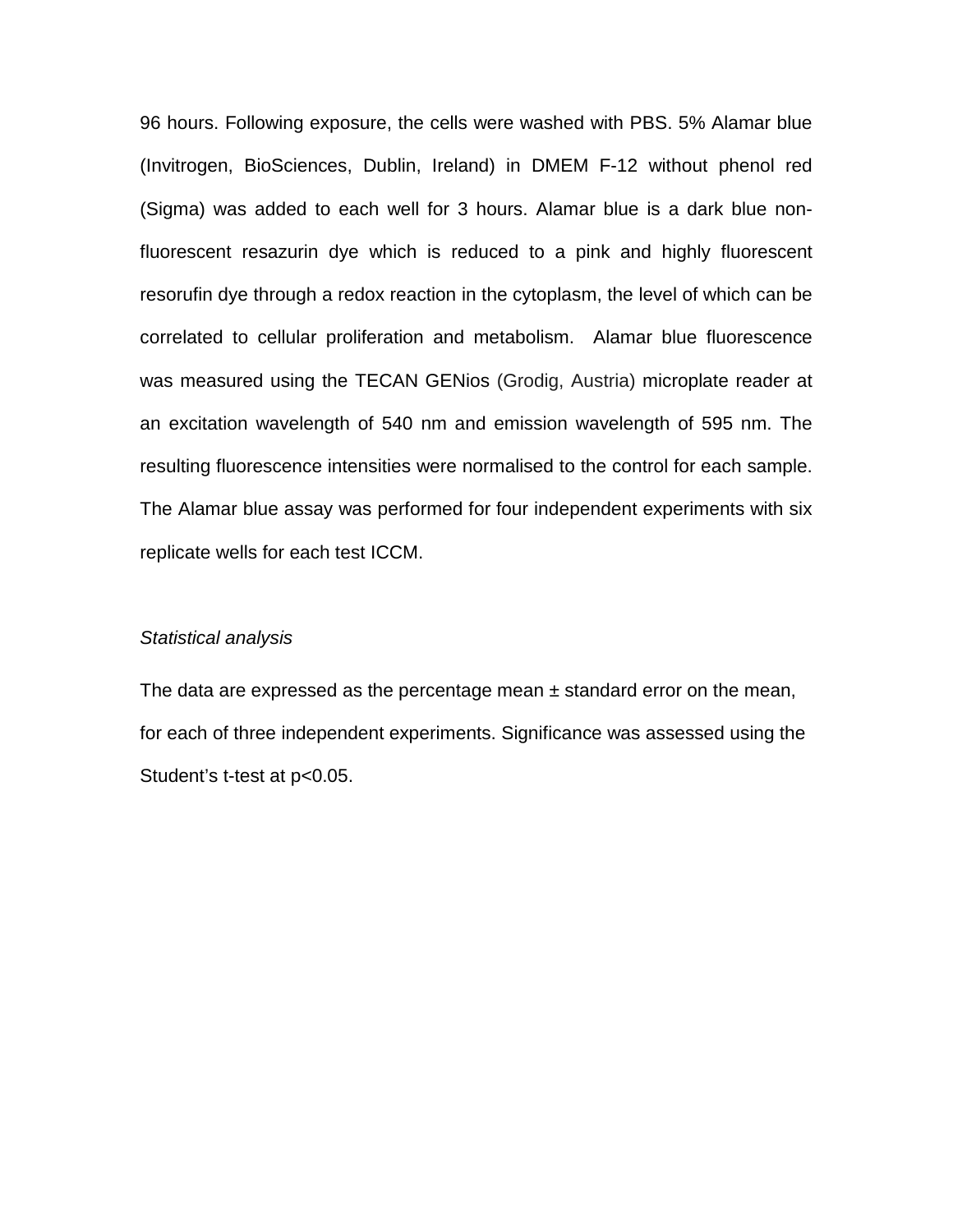96 hours. Following exposure, the cells were washed with PBS. 5% Alamar blue (Invitrogen, BioSciences, Dublin, Ireland) in DMEM F-12 without phenol red (Sigma) was added to each well for 3 hours. Alamar blue is a dark blue non-fluorescent resazurin dye which is reduced to a pink and highly fluorescent resorufin dye through a redox reaction in the cytoplasm, the level of which can be correlated to cellular proliferation and metabolism. Alamar blue fluorescence was measured using the TECAN GENios (Grodig, Austria) microplate reader at an excitation wavelength of 540 nm and emission wavelength of 595 nm. The resulting fluorescence intensities were normalised to the control for each sample. The Alamar blue assay was performed for four independent experiments with six replicate wells for each test ICCM.

*Statistical analysis*

The data are expressed as the percentage mean ± standard error on the mean, for each of three independent experiments. Significance was assessed using the Student's t-test at $p<0.05$.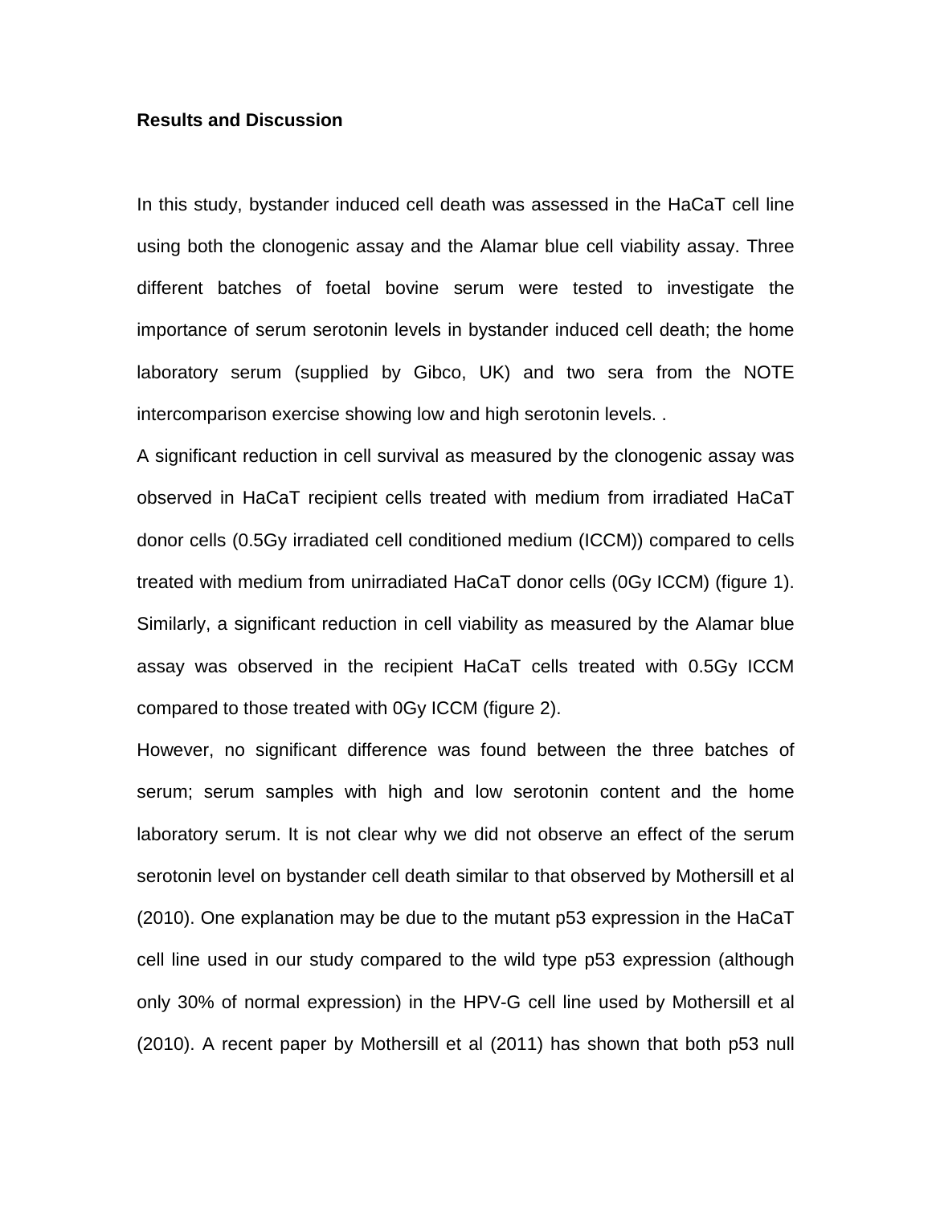**Results and Discussion**

In this study, bystander induced cell death was assessed in the HaCaT cell line using both the clonogenic assay and the Alamar blue cell viability assay. Three different batches of foetal bovine serum were tested to investigate the importance of serum serotonin levels in bystander induced cell death; the home laboratory serum (supplied by Gibco, UK) and two sera from the NOTE intercomparison exercise showing low and high serotonin levels. .

A significant reduction in cell survival as measured by the clonogenic assay was observed in HaCaT recipient cells treated with medium from irradiated HaCaT donor cells (0.5Gy irradiated cell conditioned medium (ICCM)) compared to cells treated with medium from unirradiated HaCaT donor cells (0Gy ICCM) (figure 1). Similarly, a significant reduction in cell viability as measured by the Alamar blue assay was observed in the recipient HaCaT cells treated with 0.5Gy ICCM compared to those treated with 0Gy ICCM (figure 2).

However, no significant difference was found between the three batches of serum; serum samples with high and low serotonin content and the home laboratory serum. It is not clear why we did not observe an effect of the serum serotonin level on bystander cell death similar to that observed by Mothersill et al (2010). One explanation may be due to the mutant p53 expression in the HaCaT cell line used in our study compared to the wild type p53 expression (although only 30% of normal expression) in the HPV-G cell line used by Mothersill et al (2010). A recent paper by Mothersill et al (2011) has shown that both p53 null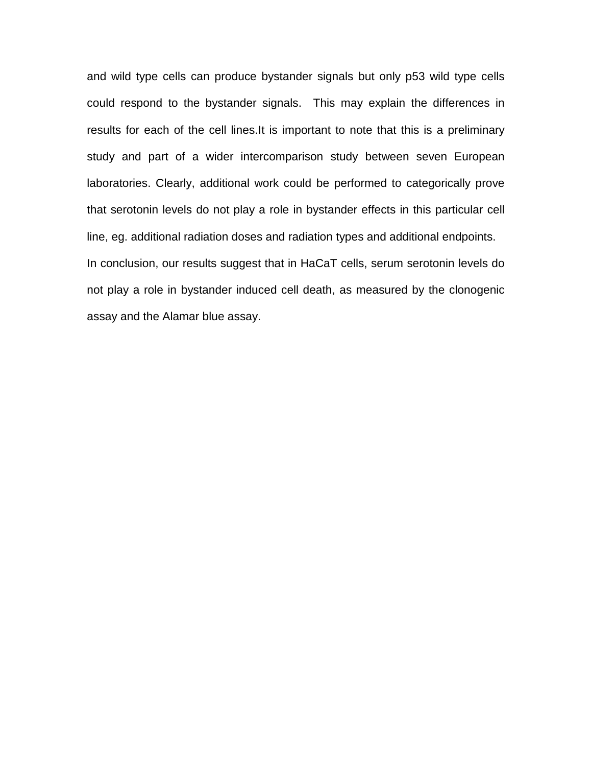and wild type cells can produce bystander signals but only p53 wild type cells could respond to the bystander signals.  This may explain the differences in results for each of the cell lines.It is important to note that this is a preliminary study and part of a wider intercomparison study between seven European laboratories. Clearly, additional work could be performed to categorically prove that serotonin levels do not play a role in bystander effects in this particular cell line, eg. additional radiation doses and radiation types and additional endpoints.

In conclusion, our results suggest that in HaCaT cells, serum serotonin levels do not play a role in bystander induced cell death, as measured by the clonogenic assay and the Alamar blue assay.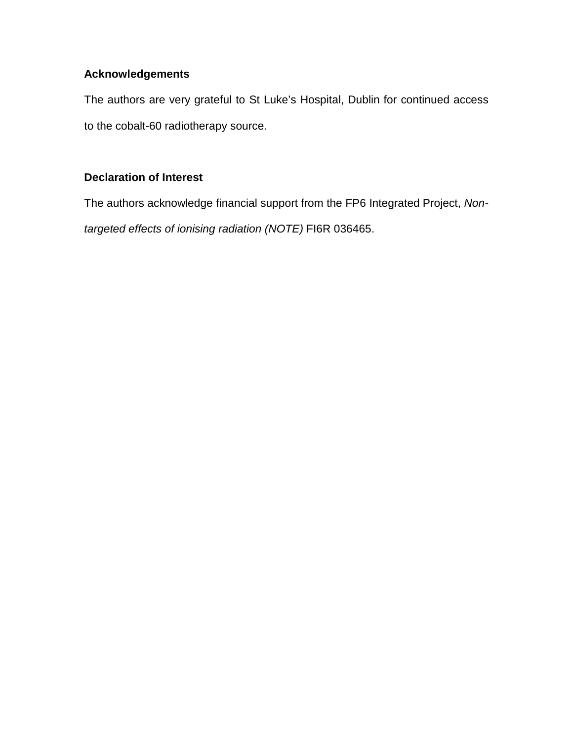**Acknowledgements**

The authors are very grateful to St Luke’s Hospital, Dublin for continued access to the cobalt-60 radiotherapy source.

**Declaration of Interest**

The authors acknowledge financial support from the FP6 Integrated Project, *Non-targeted effects of ionising radiation (NOTE)* FI6R 036465.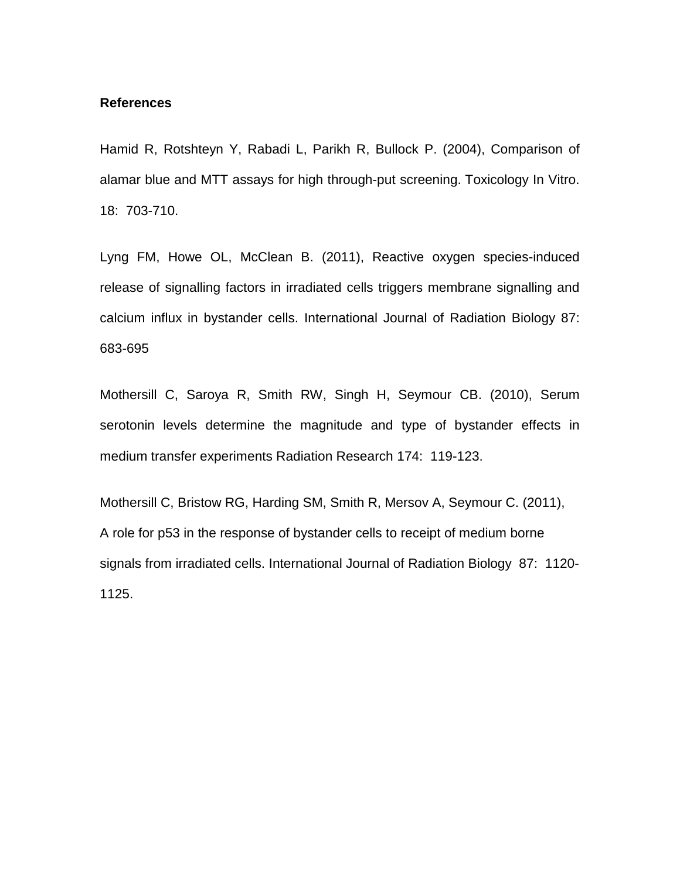**References**

Hamid R, Rotshteyn Y, Rabadi L, Parikh R, Bullock P. (2004), Comparison of alamar blue and MTT assays for high through-put screening. Toxicology In Vitro. 18: 703-710.

Lyng FM, Howe OL, McClean B. (2011), Reactive oxygen species-induced release of signalling factors in irradiated cells triggers membrane signalling and calcium influx in bystander cells. International Journal of Radiation Biology 87: 683-695

Mothersill C, Saroya R, Smith RW, Singh H, Seymour CB. (2010), Serum serotonin levels determine the magnitude and type of bystander effects in medium transfer experiments Radiation Research 174: 119-123.

Mothersill C, Bristow RG, Harding SM, Smith R, Mersov A, Seymour C. (2011), A role for p53 in the response of bystander cells to receipt of medium borne signals from irradiated cells. International Journal of Radiation Biology 87: 1120-1125.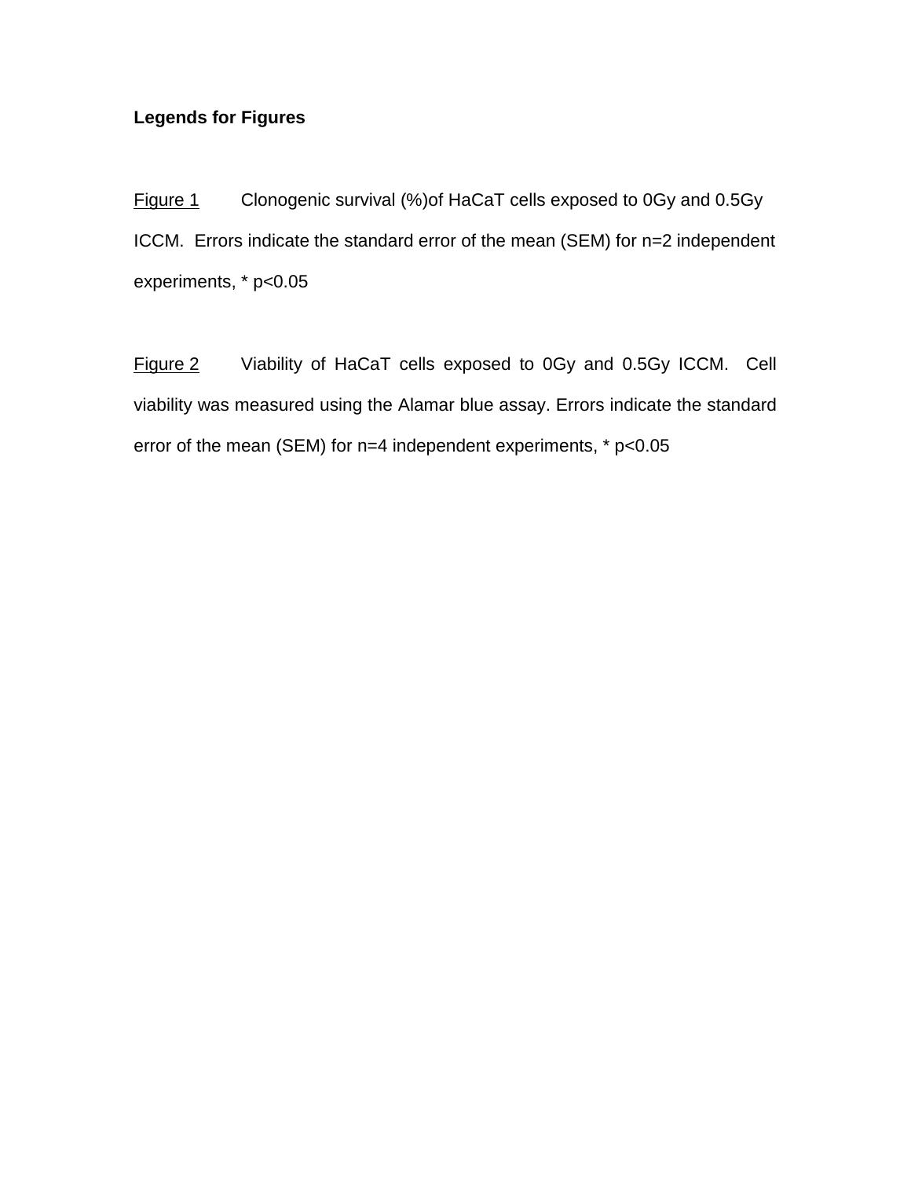**Legends for Figures**

Figure 1 Clonogenic survival (%)of HaCaT cells exposed to 0Gy and 0.5Gy ICCM. Errors indicate the standard error of the mean (SEM) for n=2 independent experiments, * $p<0.05$

Figure 2 Viability of HaCaT cells exposed to 0Gy and 0.5Gy ICCM. Cell viability was measured using the Alamar blue assay. Errors indicate the standard error of the mean (SEM) for n=4 independent experiments, * $p<0.05$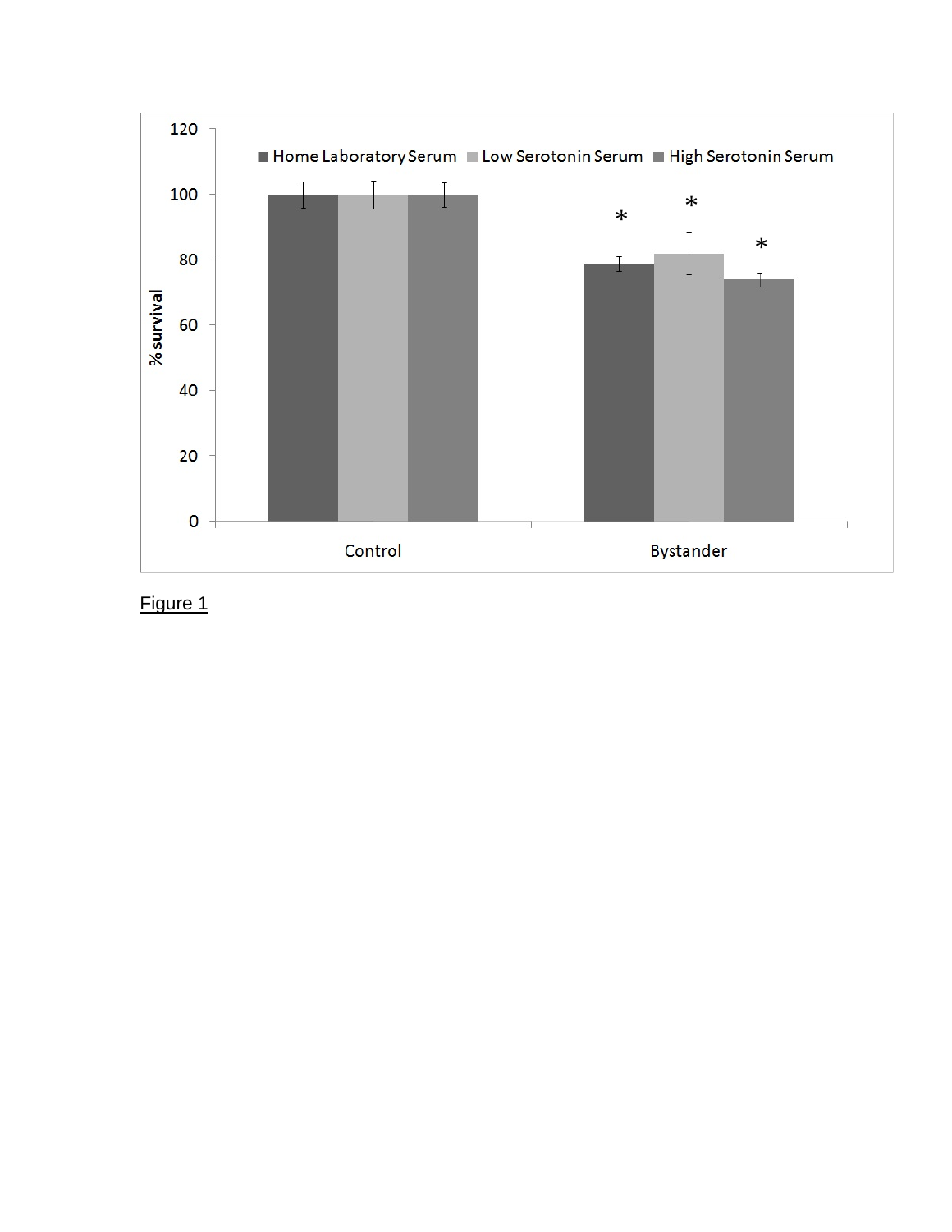Figure 1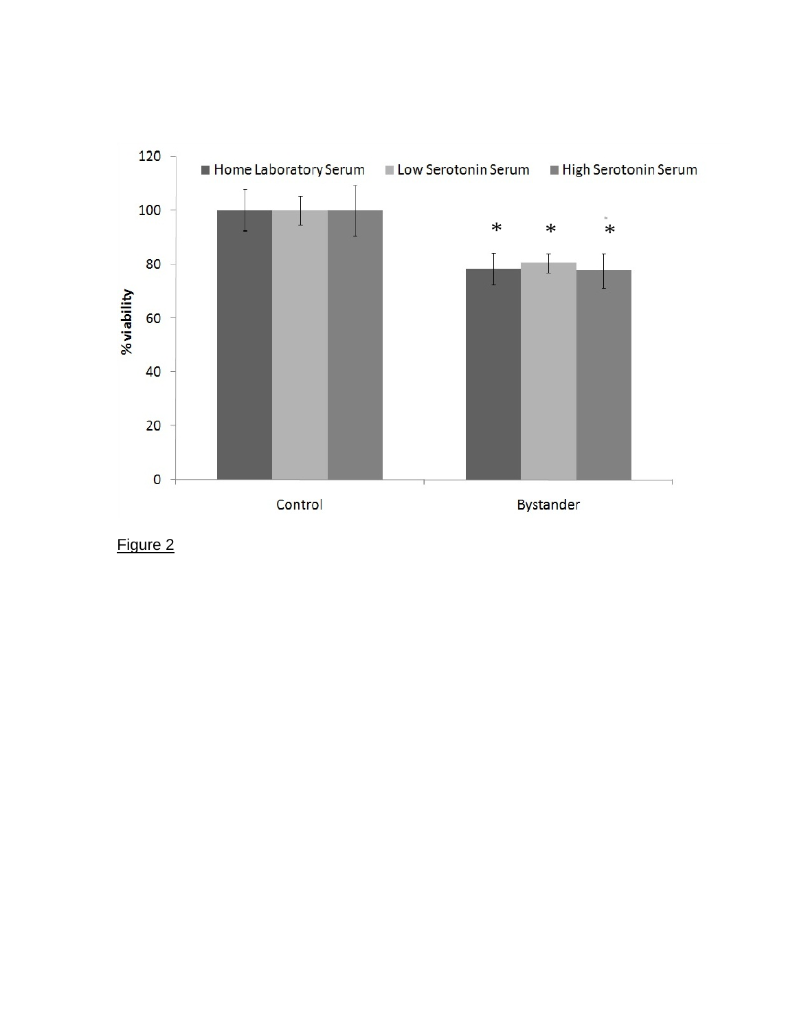120
100
80
60
40
20
0

% viability

Home Laboratory Serum
Low Serotonin Serum
High Serotonin Serum

*
*
*

Control
Bystander

Figure 2